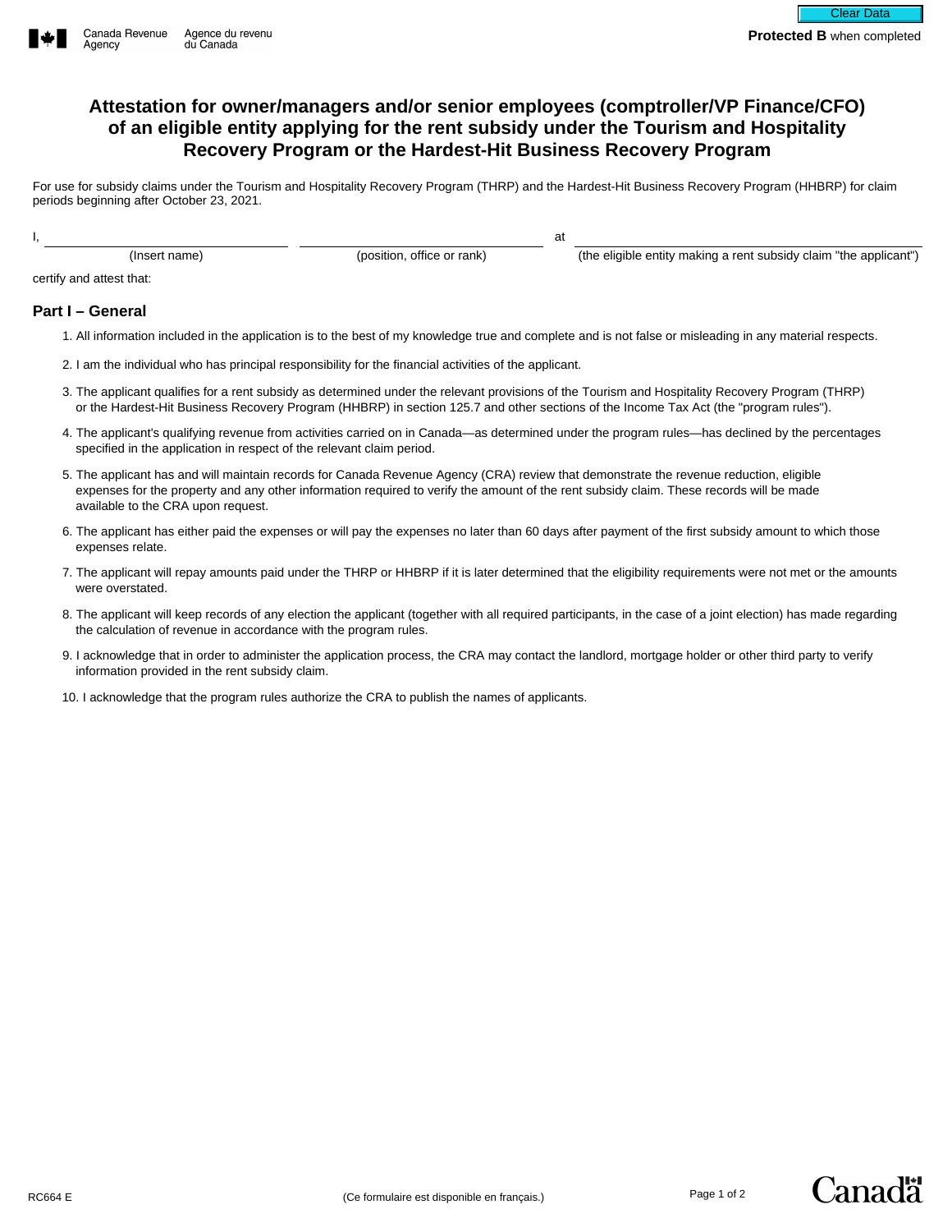Clear Data

**Protected B** when completed

Canada Revenue Agency / Agence du revenu du Canada

# Attestation for owner/managers and/or senior employees (comptroller/VP Finance/CFO) of an eligible entity applying for the rent subsidy under the Tourism and Hospitality Recovery Program or the Hardest-Hit Business Recovery Program

For use for subsidy claims under the Tourism and Hospitality Recovery Program (THRP) and the Hardest-Hit Business Recovery Program (HHBRP) for claim periods beginning after October 23, 2021.

I, ______________________ (Insert name) ______________________ (position, office or rank) at ______________________ (the eligible entity making a rent subsidy claim "the applicant")

certify and attest that:

## Part I – General

1. All information included in the application is to the best of my knowledge true and complete and is not false or misleading in any material respects.
2. I am the individual who has principal responsibility for the financial activities of the applicant.
3. The applicant qualifies for a rent subsidy as determined under the relevant provisions of the Tourism and Hospitality Recovery Program (THRP) or the Hardest-Hit Business Recovery Program (HHBRP) in section 125.7 and other sections of the Income Tax Act (the "program rules").
4. The applicant's qualifying revenue from activities carried on in Canada—as determined under the program rules—has declined by the percentages specified in the application in respect of the relevant claim period.
5. The applicant has and will maintain records for Canada Revenue Agency (CRA) review that demonstrate the revenue reduction, eligible expenses for the property and any other information required to verify the amount of the rent subsidy claim. These records will be made available to the CRA upon request.
6. The applicant has either paid the expenses or will pay the expenses no later than 60 days after payment of the first subsidy amount to which those expenses relate.
7. The applicant will repay amounts paid under the THRP or HHBRP if it is later determined that the eligibility requirements were not met or the amounts were overstated.
8. The applicant will keep records of any election the applicant (together with all required participants, in the case of a joint election) has made regarding the calculation of revenue in accordance with the program rules.
9. I acknowledge that in order to administer the application process, the CRA may contact the landlord, mortgage holder or other third party to verify information provided in the rent subsidy claim.
10. I acknowledge that the program rules authorize the CRA to publish the names of applicants.

RC664 E (Ce formulaire est disponible en français.)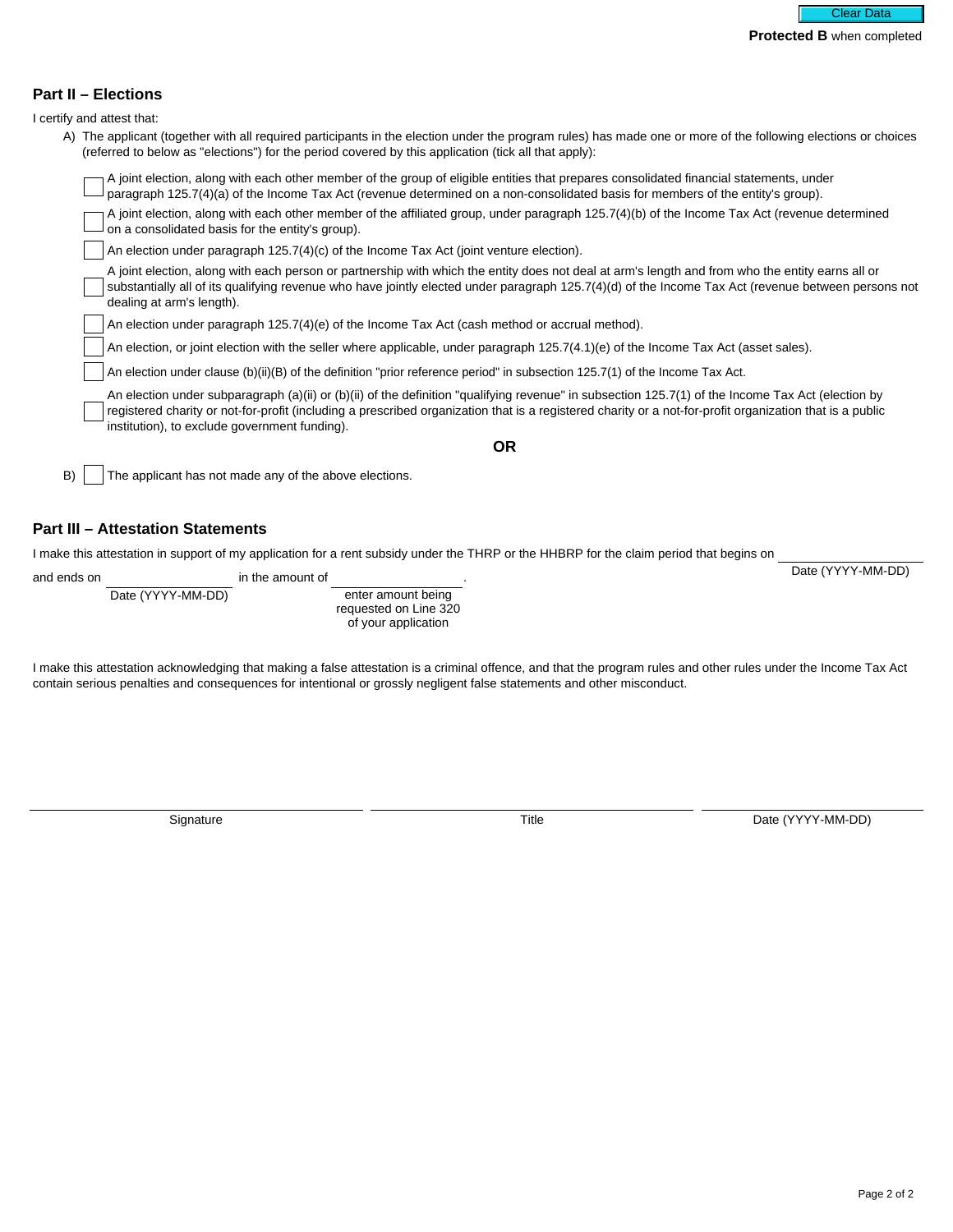Protected B when completed

## Part II – Elections

I certify and attest that:

A) The applicant (together with all required participants in the election under the program rules) has made one or more of the following elections or choices (referred to below as "elections") for the period covered by this application (tick all that apply):

- ☐ A joint election, along with each other member of the group of eligible entities that prepares consolidated financial statements, under paragraph 125.7(4)(a) of the Income Tax Act (revenue determined on a non-consolidated basis for members of the entity's group).
- ☐ A joint election, along with each other member of the affiliated group, under paragraph 125.7(4)(b) of the Income Tax Act (revenue determined on a consolidated basis for the entity's group).
- ☐ An election under paragraph 125.7(4)(c) of the Income Tax Act (joint venture election).
- ☐ A joint election, along with each person or partnership with which the entity does not deal at arm's length and from who the entity earns all or substantially all of its qualifying revenue who have jointly elected under paragraph 125.7(4)(d) of the Income Tax Act (revenue between persons not dealing at arm's length).
- ☐ An election under paragraph 125.7(4)(e) of the Income Tax Act (cash method or accrual method).
- ☐ An election, or joint election with the seller where applicable, under paragraph 125.7(4.1)(e) of the Income Tax Act (asset sales).
- ☐ An election under clause (b)(ii)(B) of the definition "prior reference period" in subsection 125.7(1) of the Income Tax Act.
- ☐ An election under subparagraph (a)(ii) or (b)(ii) of the definition "qualifying revenue" in subsection 125.7(1) of the Income Tax Act (election by registered charity or not-for-profit (including a prescribed organization that is a registered charity or a not-for-profit organization that is a public institution), to exclude government funding).

**OR**

B) ☐ The applicant has not made any of the above elections.

## Part III – Attestation Statements

I make this attestation in support of my application for a rent subsidy under the THRP or the HHBRP for the claim period that begins on ______________ (Date (YYYY-MM-DD)) and ends on ______________ (Date (YYYY-MM-DD)) in the amount of ______________ (enter amount being requested on Line 320 of your application).

I make this attestation acknowledging that making a false attestation is a criminal offence, and that the program rules and other rules under the Income Tax Act contain serious penalties and consequences for intentional or grossly negligent false statements and other misconduct.

| Signature | Title | Date (YYYY-MM-DD) |
| --- | --- | --- |
| | | |